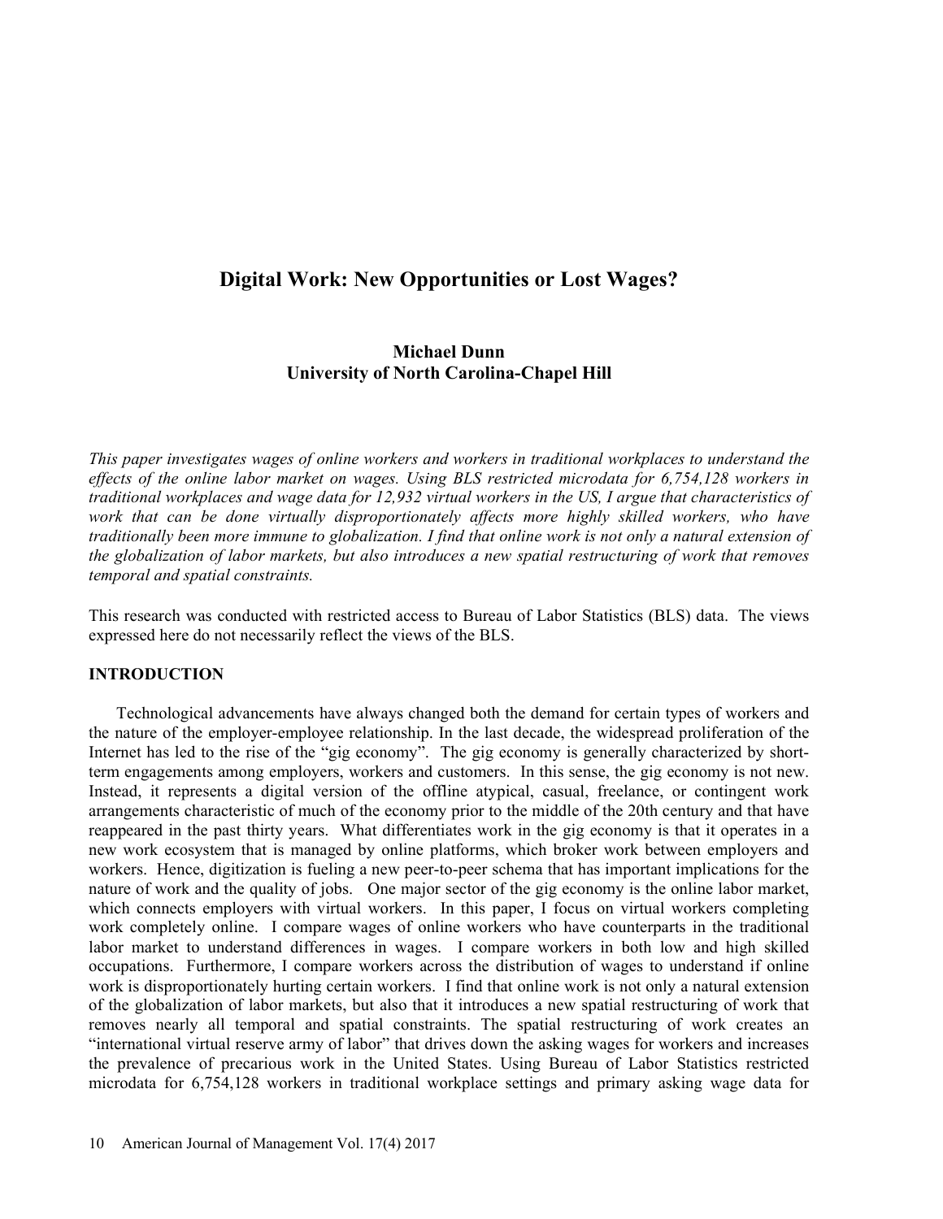# Digital Work: New Opportunities or Lost Wages?

**Michael Dunn**
**University of North Carolina-Chapel Hill**

*This paper investigates wages of online workers and workers in traditional workplaces to understand the effects of the online labor market on wages. Using BLS restricted microdata for 6,754,128 workers in traditional workplaces and wage data for 12,932 virtual workers in the US, I argue that characteristics of work that can be done virtually disproportionately affects more highly skilled workers, who have traditionally been more immune to globalization. I find that online work is not only a natural extension of the globalization of labor markets, but also introduces a new spatial restructuring of work that removes temporal and spatial constraints.*

This research was conducted with restricted access to Bureau of Labor Statistics (BLS) data. The views expressed here do not necessarily reflect the views of the BLS.

## INTRODUCTION

Technological advancements have always changed both the demand for certain types of workers and the nature of the employer-employee relationship. In the last decade, the widespread proliferation of the Internet has led to the rise of the "gig economy". The gig economy is generally characterized by short-term engagements among employers, workers and customers. In this sense, the gig economy is not new. Instead, it represents a digital version of the offline atypical, casual, freelance, or contingent work arrangements characteristic of much of the economy prior to the middle of the 20th century and that have reappeared in the past thirty years. What differentiates work in the gig economy is that it operates in a new work ecosystem that is managed by online platforms, which broker work between employers and workers. Hence, digitization is fueling a new peer-to-peer schema that has important implications for the nature of work and the quality of jobs. One major sector of the gig economy is the online labor market, which connects employers with virtual workers. In this paper, I focus on virtual workers completing work completely online. I compare wages of online workers who have counterparts in the traditional labor market to understand differences in wages. I compare workers in both low and high skilled occupations. Furthermore, I compare workers across the distribution of wages to understand if online work is disproportionately hurting certain workers. I find that online work is not only a natural extension of the globalization of labor markets, but also that it introduces a new spatial restructuring of work that removes nearly all temporal and spatial constraints. The spatial restructuring of work creates an "international virtual reserve army of labor" that drives down the asking wages for workers and increases the prevalence of precarious work in the United States. Using Bureau of Labor Statistics restricted microdata for 6,754,128 workers in traditional workplace settings and primary asking wage data for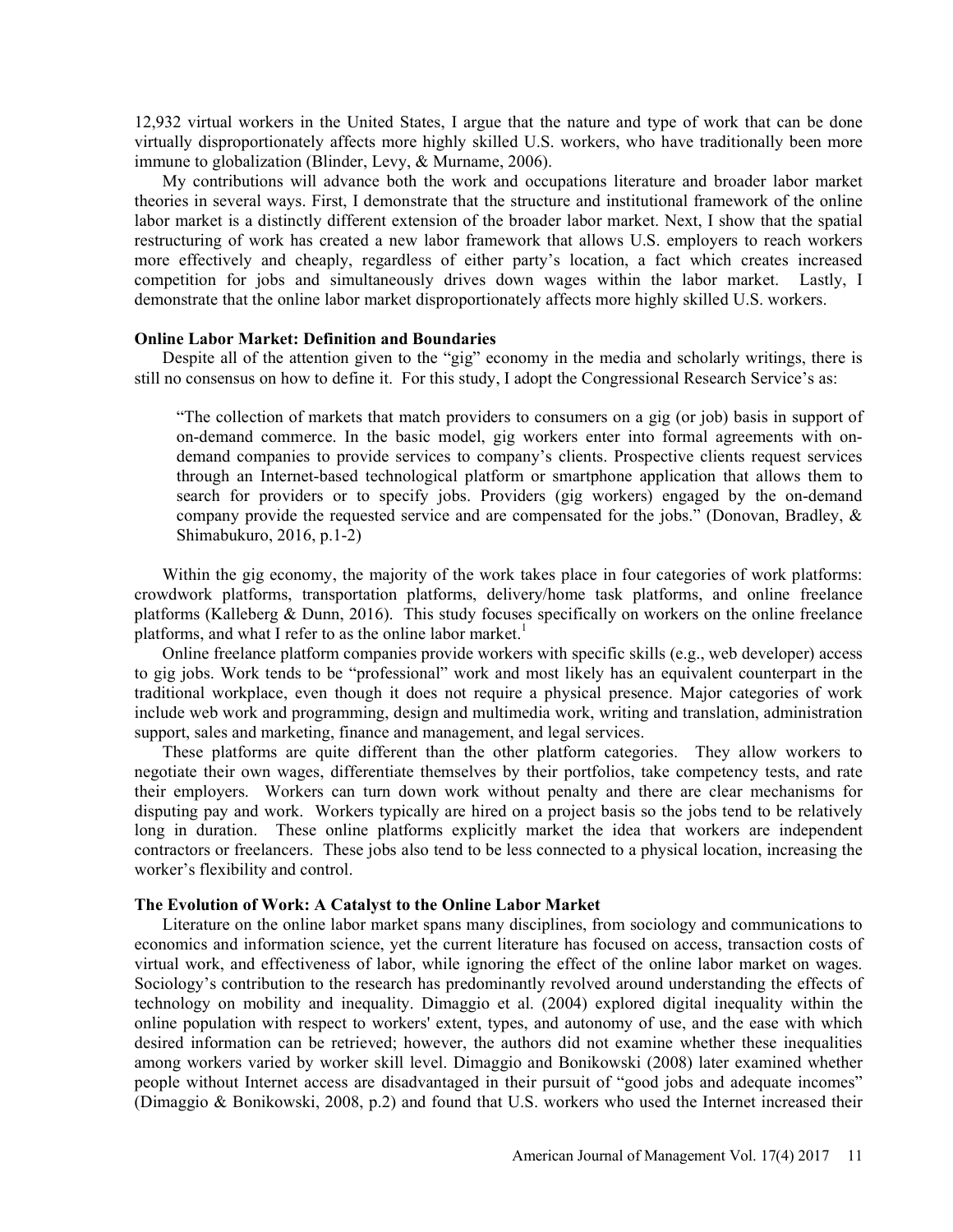12,932 virtual workers in the United States, I argue that the nature and type of work that can be done virtually disproportionately affects more highly skilled U.S. workers, who have traditionally been more immune to globalization (Blinder, Levy, & Murname, 2006).

My contributions will advance both the work and occupations literature and broader labor market theories in several ways. First, I demonstrate that the structure and institutional framework of the online labor market is a distinctly different extension of the broader labor market. Next, I show that the spatial restructuring of work has created a new labor framework that allows U.S. employers to reach workers more effectively and cheaply, regardless of either party's location, a fact which creates increased competition for jobs and simultaneously drives down wages within the labor market. Lastly, I demonstrate that the online labor market disproportionately affects more highly skilled U.S. workers.

**Online Labor Market: Definition and Boundaries**

Despite all of the attention given to the "gig" economy in the media and scholarly writings, there is still no consensus on how to define it. For this study, I adopt the Congressional Research Service's as:

> "The collection of markets that match providers to consumers on a gig (or job) basis in support of on-demand commerce. In the basic model, gig workers enter into formal agreements with on-demand companies to provide services to company's clients. Prospective clients request services through an Internet-based technological platform or smartphone application that allows them to search for providers or to specify jobs. Providers (gig workers) engaged by the on-demand company provide the requested service and are compensated for the jobs." (Donovan, Bradley, & Shimabukuro, 2016, p.1-2)

Within the gig economy, the majority of the work takes place in four categories of work platforms: crowdwork platforms, transportation platforms, delivery/home task platforms, and online freelance platforms (Kalleberg & Dunn, 2016). This study focuses specifically on workers on the online freelance platforms, and what I refer to as the online labor market.[1]

Online freelance platform companies provide workers with specific skills (e.g., web developer) access to gig jobs. Work tends to be "professional" work and most likely has an equivalent counterpart in the traditional workplace, even though it does not require a physical presence. Major categories of work include web work and programming, design and multimedia work, writing and translation, administration support, sales and marketing, finance and management, and legal services.

These platforms are quite different than the other platform categories. They allow workers to negotiate their own wages, differentiate themselves by their portfolios, take competency tests, and rate their employers. Workers can turn down work without penalty and there are clear mechanisms for disputing pay and work. Workers typically are hired on a project basis so the jobs tend to be relatively long in duration. These online platforms explicitly market the idea that workers are independent contractors or freelancers. These jobs also tend to be less connected to a physical location, increasing the worker's flexibility and control.

**The Evolution of Work: A Catalyst to the Online Labor Market**

Literature on the online labor market spans many disciplines, from sociology and communications to economics and information science, yet the current literature has focused on access, transaction costs of virtual work, and effectiveness of labor, while ignoring the effect of the online labor market on wages. Sociology's contribution to the research has predominantly revolved around understanding the effects of technology on mobility and inequality. Dimaggio et al. (2004) explored digital inequality within the online population with respect to workers' extent, types, and autonomy of use, and the ease with which desired information can be retrieved; however, the authors did not examine whether these inequalities among workers varied by worker skill level. Dimaggio and Bonikowski (2008) later examined whether people without Internet access are disadvantaged in their pursuit of "good jobs and adequate incomes" (Dimaggio & Bonikowski, 2008, p.2) and found that U.S. workers who used the Internet increased their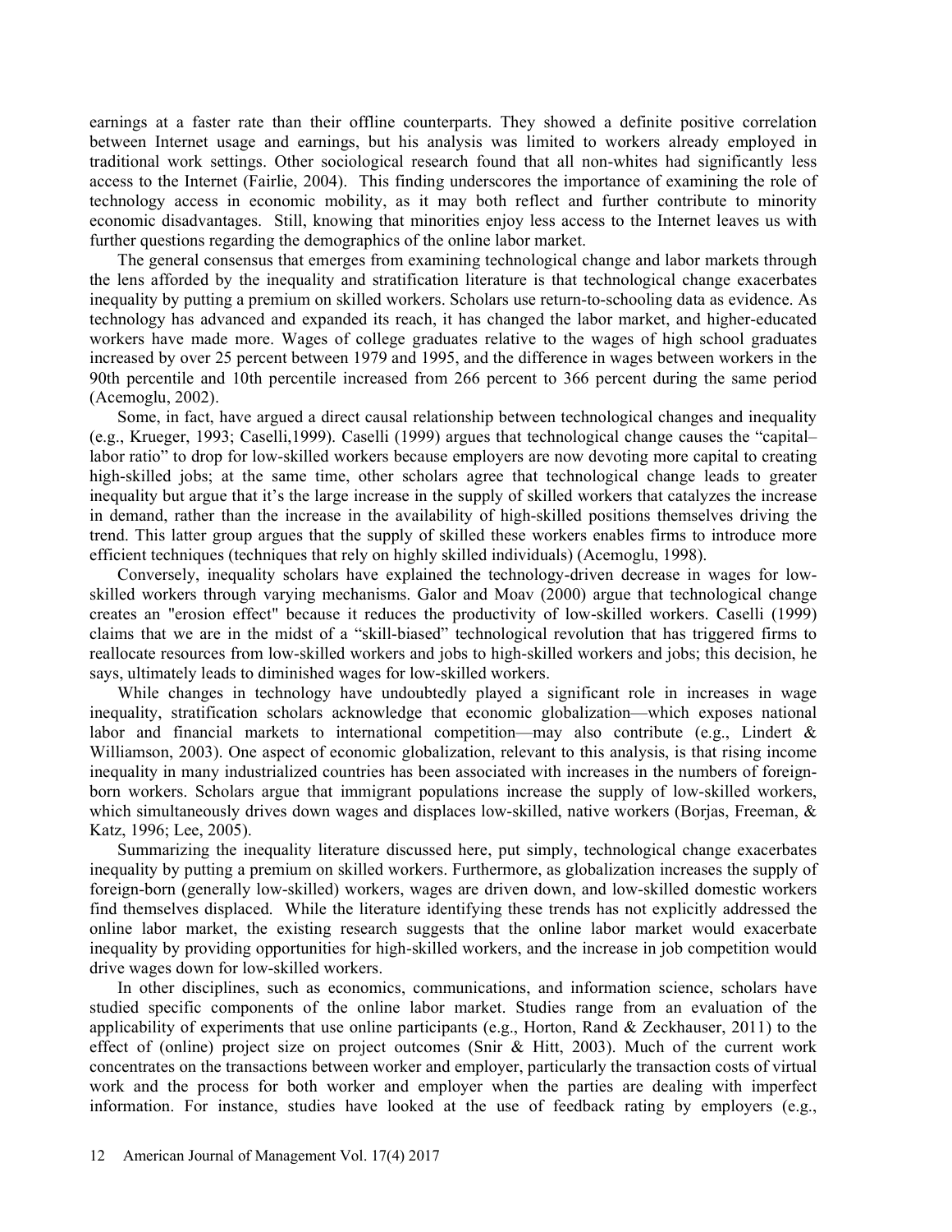earnings at a faster rate than their offline counterparts. They showed a definite positive correlation between Internet usage and earnings, but his analysis was limited to workers already employed in traditional work settings. Other sociological research found that all non-whites had significantly less access to the Internet (Fairlie, 2004). This finding underscores the importance of examining the role of technology access in economic mobility, as it may both reflect and further contribute to minority economic disadvantages. Still, knowing that minorities enjoy less access to the Internet leaves us with further questions regarding the demographics of the online labor market.

The general consensus that emerges from examining technological change and labor markets through the lens afforded by the inequality and stratification literature is that technological change exacerbates inequality by putting a premium on skilled workers. Scholars use return-to-schooling data as evidence. As technology has advanced and expanded its reach, it has changed the labor market, and higher-educated workers have made more. Wages of college graduates relative to the wages of high school graduates increased by over 25 percent between 1979 and 1995, and the difference in wages between workers in the 90th percentile and 10th percentile increased from 266 percent to 366 percent during the same period (Acemoglu, 2002).

Some, in fact, have argued a direct causal relationship between technological changes and inequality (e.g., Krueger, 1993; Caselli,1999). Caselli (1999) argues that technological change causes the "capital–labor ratio" to drop for low-skilled workers because employers are now devoting more capital to creating high-skilled jobs; at the same time, other scholars agree that technological change leads to greater inequality but argue that it's the large increase in the supply of skilled workers that catalyzes the increase in demand, rather than the increase in the availability of high-skilled positions themselves driving the trend. This latter group argues that the supply of skilled these workers enables firms to introduce more efficient techniques (techniques that rely on highly skilled individuals) (Acemoglu, 1998).

Conversely, inequality scholars have explained the technology-driven decrease in wages for low-skilled workers through varying mechanisms. Galor and Moav (2000) argue that technological change creates an "erosion effect" because it reduces the productivity of low-skilled workers. Caselli (1999) claims that we are in the midst of a "skill-biased" technological revolution that has triggered firms to reallocate resources from low-skilled workers and jobs to high-skilled workers and jobs; this decision, he says, ultimately leads to diminished wages for low-skilled workers.

While changes in technology have undoubtedly played a significant role in increases in wage inequality, stratification scholars acknowledge that economic globalization—which exposes national labor and financial markets to international competition—may also contribute (e.g., Lindert & Williamson, 2003). One aspect of economic globalization, relevant to this analysis, is that rising income inequality in many industrialized countries has been associated with increases in the numbers of foreign-born workers. Scholars argue that immigrant populations increase the supply of low-skilled workers, which simultaneously drives down wages and displaces low-skilled, native workers (Borjas, Freeman, & Katz, 1996; Lee, 2005).

Summarizing the inequality literature discussed here, put simply, technological change exacerbates inequality by putting a premium on skilled workers. Furthermore, as globalization increases the supply of foreign-born (generally low-skilled) workers, wages are driven down, and low-skilled domestic workers find themselves displaced. While the literature identifying these trends has not explicitly addressed the online labor market, the existing research suggests that the online labor market would exacerbate inequality by providing opportunities for high-skilled workers, and the increase in job competition would drive wages down for low-skilled workers.

In other disciplines, such as economics, communications, and information science, scholars have studied specific components of the online labor market. Studies range from an evaluation of the applicability of experiments that use online participants (e.g., Horton, Rand & Zeckhauser, 2011) to the effect of (online) project size on project outcomes (Snir & Hitt, 2003). Much of the current work concentrates on the transactions between worker and employer, particularly the transaction costs of virtual work and the process for both worker and employer when the parties are dealing with imperfect information. For instance, studies have looked at the use of feedback rating by employers (e.g.,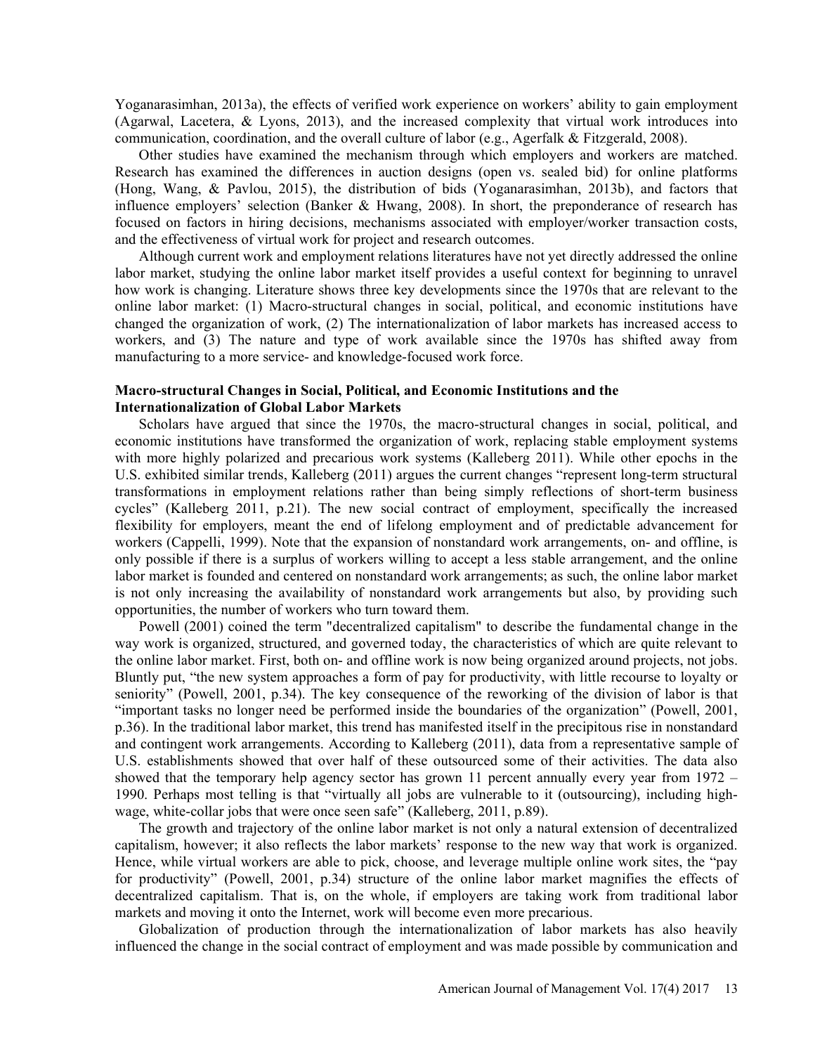Yoganarasimhan, 2013a), the effects of verified work experience on workers' ability to gain employment (Agarwal, Lacetera, & Lyons, 2013), and the increased complexity that virtual work introduces into communication, coordination, and the overall culture of labor (e.g., Agerfalk & Fitzgerald, 2008).

Other studies have examined the mechanism through which employers and workers are matched. Research has examined the differences in auction designs (open vs. sealed bid) for online platforms (Hong, Wang, & Pavlou, 2015), the distribution of bids (Yoganarasimhan, 2013b), and factors that influence employers' selection (Banker & Hwang, 2008). In short, the preponderance of research has focused on factors in hiring decisions, mechanisms associated with employer/worker transaction costs, and the effectiveness of virtual work for project and research outcomes.

Although current work and employment relations literatures have not yet directly addressed the online labor market, studying the online labor market itself provides a useful context for beginning to unravel how work is changing. Literature shows three key developments since the 1970s that are relevant to the online labor market: (1) Macro-structural changes in social, political, and economic institutions have changed the organization of work, (2) The internationalization of labor markets has increased access to workers, and (3) The nature and type of work available since the 1970s has shifted away from manufacturing to a more service- and knowledge-focused work force.

### Macro-structural Changes in Social, Political, and Economic Institutions and the Internationalization of Global Labor Markets

Scholars have argued that since the 1970s, the macro-structural changes in social, political, and economic institutions have transformed the organization of work, replacing stable employment systems with more highly polarized and precarious work systems (Kalleberg 2011). While other epochs in the U.S. exhibited similar trends, Kalleberg (2011) argues the current changes "represent long-term structural transformations in employment relations rather than being simply reflections of short-term business cycles" (Kalleberg 2011, p.21). The new social contract of employment, specifically the increased flexibility for employers, meant the end of lifelong employment and of predictable advancement for workers (Cappelli, 1999). Note that the expansion of nonstandard work arrangements, on- and offline, is only possible if there is a surplus of workers willing to accept a less stable arrangement, and the online labor market is founded and centered on nonstandard work arrangements; as such, the online labor market is not only increasing the availability of nonstandard work arrangements but also, by providing such opportunities, the number of workers who turn toward them.

Powell (2001) coined the term "decentralized capitalism" to describe the fundamental change in the way work is organized, structured, and governed today, the characteristics of which are quite relevant to the online labor market. First, both on- and offline work is now being organized around projects, not jobs. Bluntly put, "the new system approaches a form of pay for productivity, with little recourse to loyalty or seniority" (Powell, 2001, p.34). The key consequence of the reworking of the division of labor is that "important tasks no longer need be performed inside the boundaries of the organization" (Powell, 2001, p.36). In the traditional labor market, this trend has manifested itself in the precipitous rise in nonstandard and contingent work arrangements. According to Kalleberg (2011), data from a representative sample of U.S. establishments showed that over half of these outsourced some of their activities. The data also showed that the temporary help agency sector has grown 11 percent annually every year from 1972 – 1990. Perhaps most telling is that "virtually all jobs are vulnerable to it (outsourcing), including high-wage, white-collar jobs that were once seen safe" (Kalleberg, 2011, p.89).

The growth and trajectory of the online labor market is not only a natural extension of decentralized capitalism, however; it also reflects the labor markets' response to the new way that work is organized. Hence, while virtual workers are able to pick, choose, and leverage multiple online work sites, the "pay for productivity" (Powell, 2001, p.34) structure of the online labor market magnifies the effects of decentralized capitalism. That is, on the whole, if employers are taking work from traditional labor markets and moving it onto the Internet, work will become even more precarious.

Globalization of production through the internationalization of labor markets has also heavily influenced the change in the social contract of employment and was made possible by communication and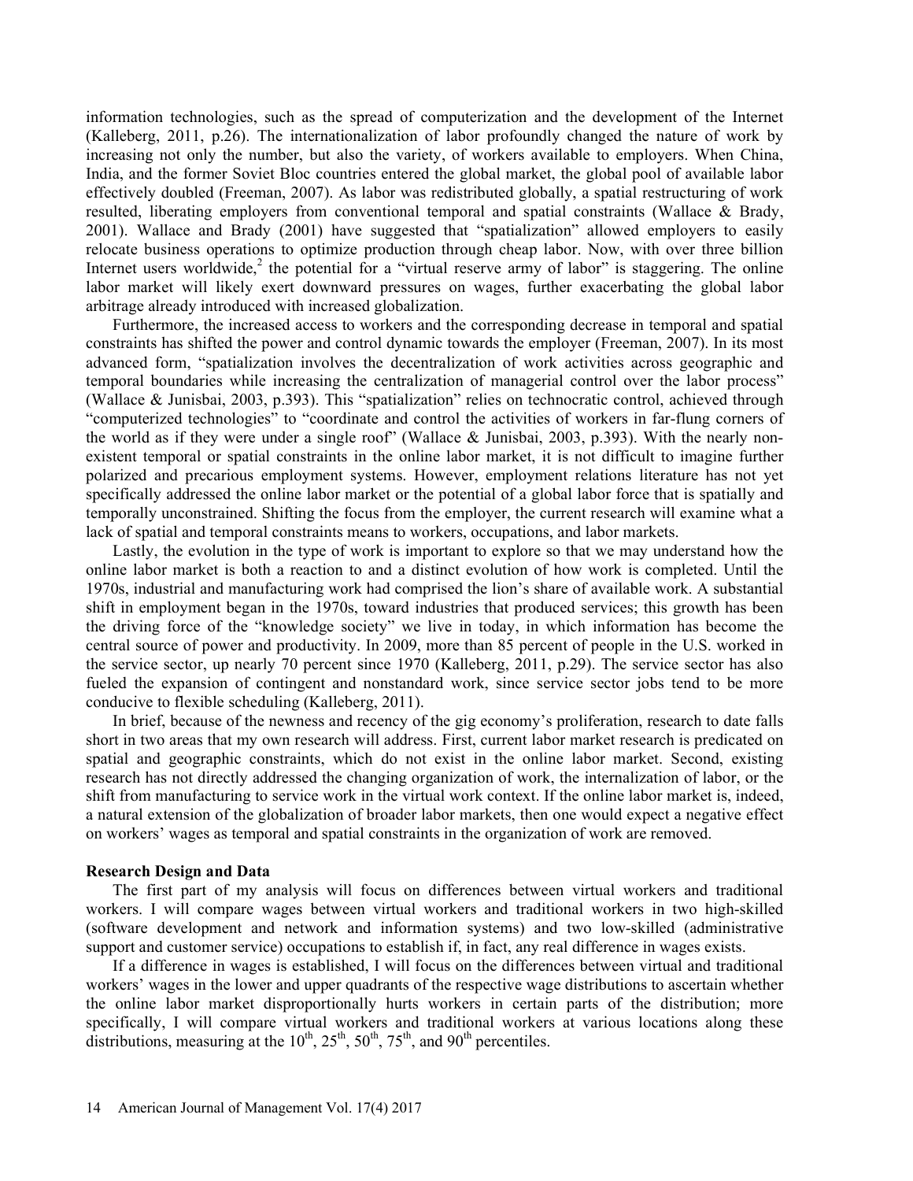information technologies, such as the spread of computerization and the development of the Internet (Kalleberg, 2011, p.26). The internationalization of labor profoundly changed the nature of work by increasing not only the number, but also the variety, of workers available to employers. When China, India, and the former Soviet Bloc countries entered the global market, the global pool of available labor effectively doubled (Freeman, 2007). As labor was redistributed globally, a spatial restructuring of work resulted, liberating employers from conventional temporal and spatial constraints (Wallace & Brady, 2001). Wallace and Brady (2001) have suggested that "spatialization" allowed employers to easily relocate business operations to optimize production through cheap labor. Now, with over three billion Internet users worldwide,[2] the potential for a "virtual reserve army of labor" is staggering. The online labor market will likely exert downward pressures on wages, further exacerbating the global labor arbitrage already introduced with increased globalization.

Furthermore, the increased access to workers and the corresponding decrease in temporal and spatial constraints has shifted the power and control dynamic towards the employer (Freeman, 2007). In its most advanced form, "spatialization involves the decentralization of work activities across geographic and temporal boundaries while increasing the centralization of managerial control over the labor process" (Wallace & Junisbai, 2003, p.393). This "spatialization" relies on technocratic control, achieved through "computerized technologies" to "coordinate and control the activities of workers in far-flung corners of the world as if they were under a single roof" (Wallace & Junisbai, 2003, p.393). With the nearly non-existent temporal or spatial constraints in the online labor market, it is not difficult to imagine further polarized and precarious employment systems. However, employment relations literature has not yet specifically addressed the online labor market or the potential of a global labor force that is spatially and temporally unconstrained. Shifting the focus from the employer, the current research will examine what a lack of spatial and temporal constraints means to workers, occupations, and labor markets.

Lastly, the evolution in the type of work is important to explore so that we may understand how the online labor market is both a reaction to and a distinct evolution of how work is completed. Until the 1970s, industrial and manufacturing work had comprised the lion's share of available work. A substantial shift in employment began in the 1970s, toward industries that produced services; this growth has been the driving force of the "knowledge society" we live in today, in which information has become the central source of power and productivity. In 2009, more than 85 percent of people in the U.S. worked in the service sector, up nearly 70 percent since 1970 (Kalleberg, 2011, p.29). The service sector has also fueled the expansion of contingent and nonstandard work, since service sector jobs tend to be more conducive to flexible scheduling (Kalleberg, 2011).

In brief, because of the newness and recency of the gig economy's proliferation, research to date falls short in two areas that my own research will address. First, current labor market research is predicated on spatial and geographic constraints, which do not exist in the online labor market. Second, existing research has not directly addressed the changing organization of work, the internalization of labor, or the shift from manufacturing to service work in the virtual work context. If the online labor market is, indeed, a natural extension of the globalization of broader labor markets, then one would expect a negative effect on workers' wages as temporal and spatial constraints in the organization of work are removed.

**Research Design and Data**

The first part of my analysis will focus on differences between virtual workers and traditional workers. I will compare wages between virtual workers and traditional workers in two high-skilled (software development and network and information systems) and two low-skilled (administrative support and customer service) occupations to establish if, in fact, any real difference in wages exists.

If a difference in wages is established, I will focus on the differences between virtual and traditional workers' wages in the lower and upper quadrants of the respective wage distributions to ascertain whether the online labor market disproportionally hurts workers in certain parts of the distribution; more specifically, I will compare virtual workers and traditional workers at various locations along these distributions, measuring at the $10^{th}$, $25^{th}$, $50^{th}$, $75^{th}$, and $90^{th}$ percentiles.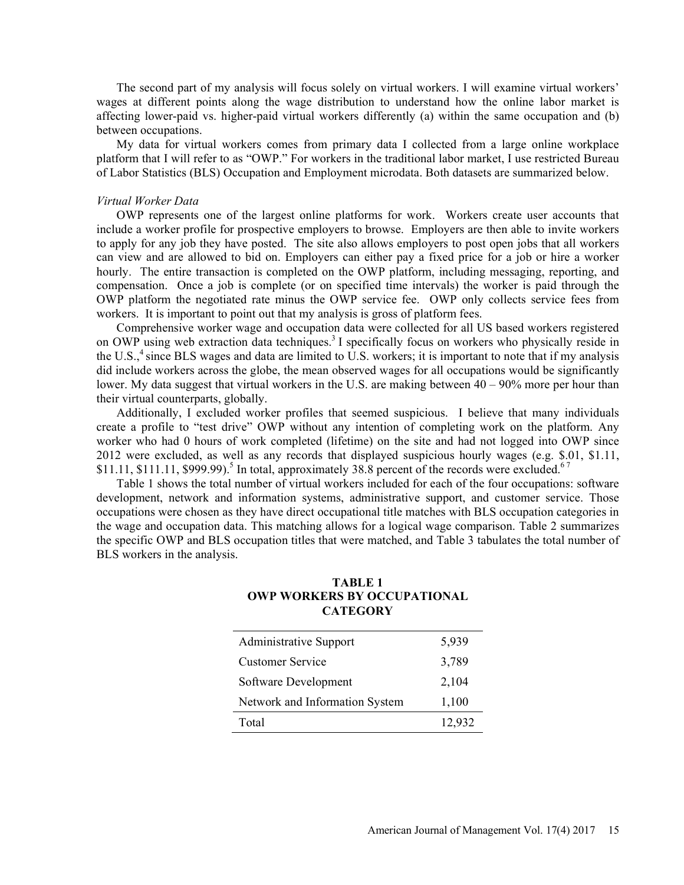The second part of my analysis will focus solely on virtual workers. I will examine virtual workers' wages at different points along the wage distribution to understand how the online labor market is affecting lower-paid vs. higher-paid virtual workers differently (a) within the same occupation and (b) between occupations.

My data for virtual workers comes from primary data I collected from a large online workplace platform that I will refer to as "OWP." For workers in the traditional labor market, I use restricted Bureau of Labor Statistics (BLS) Occupation and Employment microdata. Both datasets are summarized below.

*Virtual Worker Data*

OWP represents one of the largest online platforms for work. Workers create user accounts that include a worker profile for prospective employers to browse. Employers are then able to invite workers to apply for any job they have posted. The site also allows employers to post open jobs that all workers can view and are allowed to bid on. Employers can either pay a fixed price for a job or hire a worker hourly. The entire transaction is completed on the OWP platform, including messaging, reporting, and compensation. Once a job is complete (or on specified time intervals) the worker is paid through the OWP platform the negotiated rate minus the OWP service fee. OWP only collects service fees from workers. It is important to point out that my analysis is gross of platform fees.

Comprehensive worker wage and occupation data were collected for all US based workers registered on OWP using web extraction data techniques.[3] I specifically focus on workers who physically reside in the U.S.,[4] since BLS wages and data are limited to U.S. workers; it is important to note that if my analysis did include workers across the globe, the mean observed wages for all occupations would be significantly lower. My data suggest that virtual workers in the U.S. are making between 40 – 90% more per hour than their virtual counterparts, globally.

Additionally, I excluded worker profiles that seemed suspicious. I believe that many individuals create a profile to "test drive" OWP without any intention of completing work on the platform. Any worker who had 0 hours of work completed (lifetime) on the site and had not logged into OWP since 2012 were excluded, as well as any records that displayed suspicious hourly wages (e.g. $.01, $1.11, $11.11, $111.11, $999.99).[5] In total, approximately 38.8 percent of the records were excluded.[6 7]

Table 1 shows the total number of virtual workers included for each of the four occupations: software development, network and information systems, administrative support, and customer service. Those occupations were chosen as they have direct occupational title matches with BLS occupation categories in the wage and occupation data. This matching allows for a logical wage comparison. Table 2 summarizes the specific OWP and BLS occupation titles that were matched, and Table 3 tabulates the total number of BLS workers in the analysis.

**TABLE 1**
**OWP WORKERS BY OCCUPATIONAL CATEGORY**

| | |
|---|---|
| Administrative Support | 5,939 |
| Customer Service | 3,789 |
| Software Development | 2,104 |
| Network and Information System | 1,100 |
| Total | 12,932 |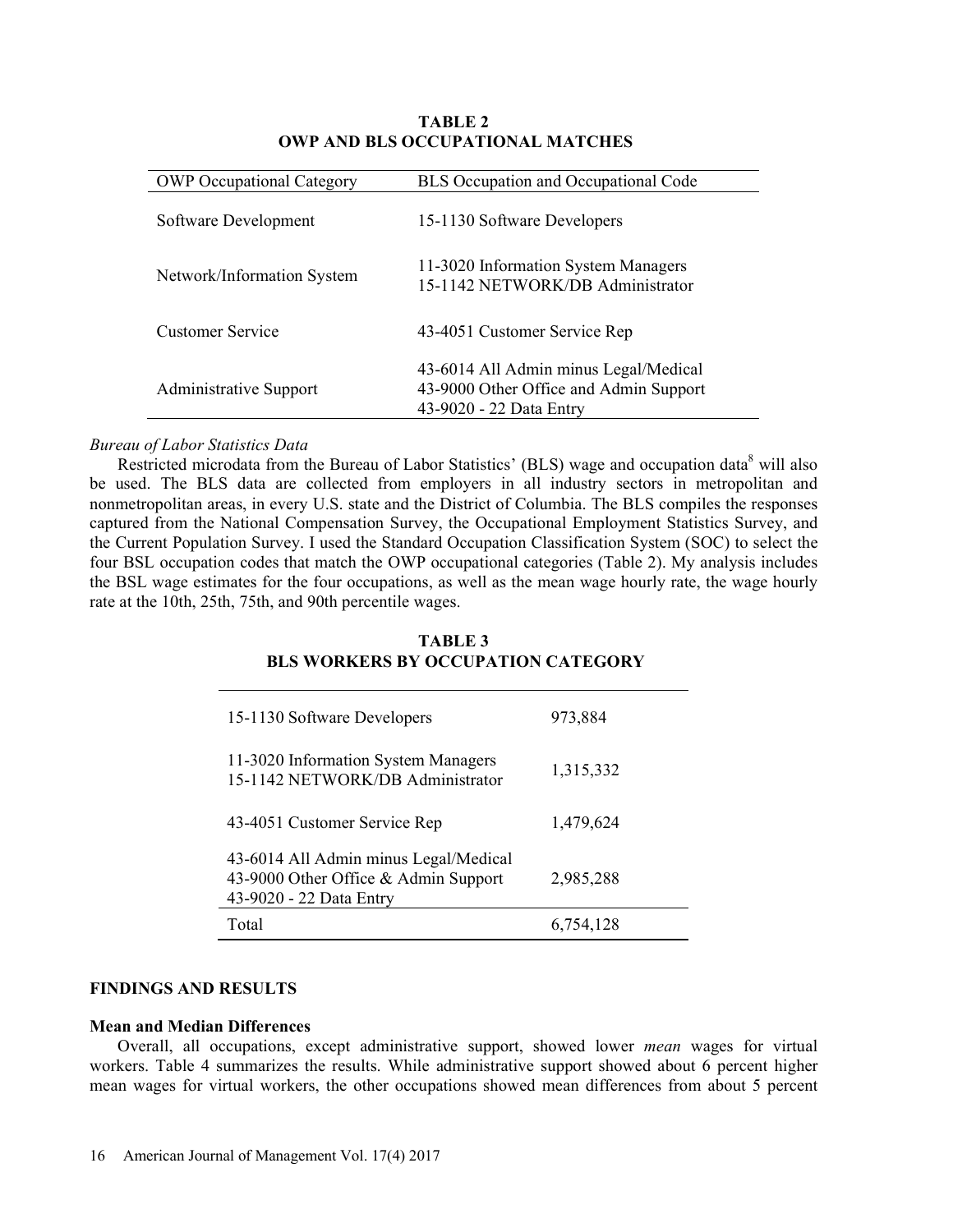**TABLE 2**
**OWP AND BLS OCCUPATIONAL MATCHES**

| OWP Occupational Category | BLS Occupation and Occupational Code |
|---|---|
| Software Development | 15-1130 Software Developers |
| Network/Information System | 11-3020 Information System Managers<br>15-1142 NETWORK/DB Administrator |
| Customer Service | 43-4051 Customer Service Rep |
| Administrative Support | 43-6014 All Admin minus Legal/Medical<br>43-9000 Other Office and Admin Support<br>43-9020 - 22 Data Entry |

*Bureau of Labor Statistics Data*

Restricted microdata from the Bureau of Labor Statistics' (BLS) wage and occupation data[8] will also be used. The BLS data are collected from employers in all industry sectors in metropolitan and nonmetropolitan areas, in every U.S. state and the District of Columbia. The BLS compiles the responses captured from the National Compensation Survey, the Occupational Employment Statistics Survey, and the Current Population Survey. I used the Standard Occupation Classification System (SOC) to select the four BSL occupation codes that match the OWP occupational categories (Table 2). My analysis includes the BSL wage estimates for the four occupations, as well as the mean wage hourly rate, the wage hourly rate at the 10th, 25th, 75th, and 90th percentile wages.

**TABLE 3**
**BLS WORKERS BY OCCUPATION CATEGORY**

| Occupation | Workers |
|---|---|
| 15-1130 Software Developers | 973,884 |
| 11-3020 Information System Managers<br>15-1142 NETWORK/DB Administrator | 1,315,332 |
| 43-4051 Customer Service Rep | 1,479,624 |
| 43-6014 All Admin minus Legal/Medical<br>43-9000 Other Office & Admin Support<br>43-9020 - 22 Data Entry | 2,985,288 |
| Total | 6,754,128 |

## FINDINGS AND RESULTS

### Mean and Median Differences

Overall, all occupations, except administrative support, showed lower *mean* wages for virtual workers. Table 4 summarizes the results. While administrative support showed about 6 percent higher mean wages for virtual workers, the other occupations showed mean differences from about 5 percent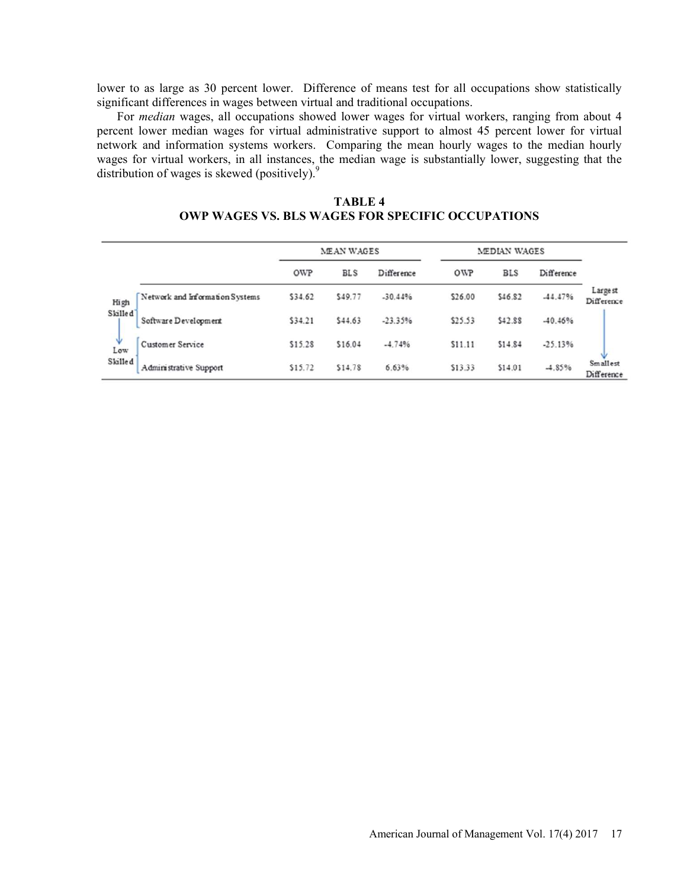lower to as large as 30 percent lower. Difference of means test for all occupations show statistically significant differences in wages between virtual and traditional occupations.

For *median* wages, all occupations showed lower wages for virtual workers, ranging from about 4 percent lower median wages for virtual administrative support to almost 45 percent lower for virtual network and information systems workers. Comparing the mean hourly wages to the median hourly wages for virtual workers, in all instances, the median wage is substantially lower, suggesting that the distribution of wages is skewed (positively).[9]

**TABLE 4**
**OWP WAGES VS. BLS WAGES FOR SPECIFIC OCCUPATIONS**

| | | MEAN WAGES | | | MEDIAN WAGES | | | |
|---|---|---|---|---|---|---|---|---|
| | | OWP | BLS | Difference | OWP | BLS | Difference | |
| High Skilled | Network and Information Systems | $34.62 | $49.77 | -30.44% | $26.00 | $46.82 | -44.47% | Largest Difference |
| | Software Development | $34.21 | $44.63 | -23.35% | $25.53 | $42.88 | -40.46% | |
| Low Skilled | Customer Service | $15.28 | $16.04 | -4.74% | $11.11 | $14.84 | -25.13% | |
| | Administrative Support | $15.72 | $14.78 | 6.63% | $13.33 | $14.01 | -4.85% | Smallest Difference |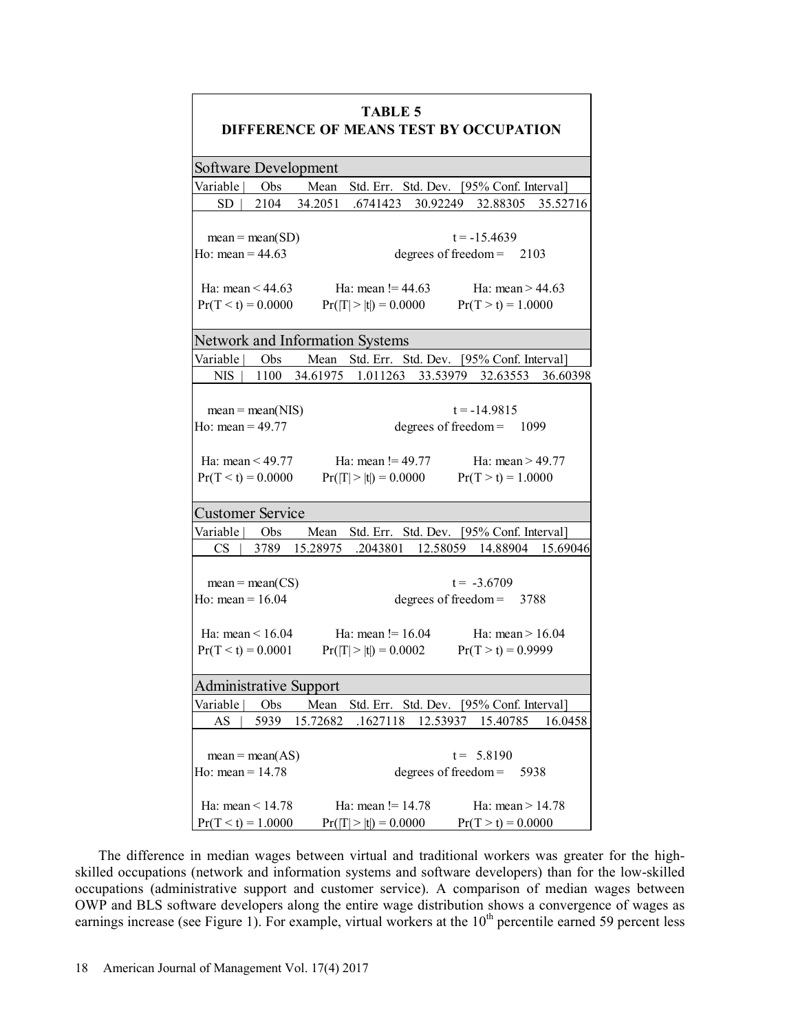**TABLE 5**
**DIFFERENCE OF MEANS TEST BY OCCUPATION**

**Software Development**

| Variable | Obs | Mean | Std. Err. | Std. Dev. | [95% Conf. Interval] | |
|---|---|---|---|---|---|---|
| SD | 2104 | 34.2051 | .6741423 | 30.92249 | 32.88305 | 35.52716 |

mean = mean(SD) t = -15.4639
Ho: mean = 44.63 degrees of freedom = 2103

| Ha: mean < 44.63 | Ha: mean != 44.63 | Ha: mean > 44.63 |
|---|---|---|
| Pr(T < t) = 0.0000 | Pr(\|T\| > \|t\|) = 0.0000 | Pr(T > t) = 1.0000 |

**Network and Information Systems**

| Variable | Obs | Mean | Std. Err. | Std. Dev. | [95% Conf. Interval] | |
|---|---|---|---|---|---|---|
| NIS | 1100 | 34.61975 | 1.011263 | 33.53979 | 32.63553 | 36.60398 |

mean = mean(NIS) t = -14.9815
Ho: mean = 49.77 degrees of freedom = 1099

| Ha: mean < 49.77 | Ha: mean != 49.77 | Ha: mean > 49.77 |
|---|---|---|
| Pr(T < t) = 0.0000 | Pr(\|T\| > \|t\|) = 0.0000 | Pr(T > t) = 1.0000 |

**Customer Service**

| Variable | Obs | Mean | Std. Err. | Std. Dev. | [95% Conf. Interval] | |
|---|---|---|---|---|---|---|
| CS | 3789 | 15.28975 | .2043801 | 12.58059 | 14.88904 | 15.69046 |

mean = mean(CS) t = -3.6709
Ho: mean = 16.04 degrees of freedom = 3788

| Ha: mean < 16.04 | Ha: mean != 16.04 | Ha: mean > 16.04 |
|---|---|---|
| Pr(T < t) = 0.0001 | Pr(\|T\| > \|t\|) = 0.0002 | Pr(T > t) = 0.9999 |

**Administrative Support**

| Variable | Obs | Mean | Std. Err. | Std. Dev. | [95% Conf. Interval] | |
|---|---|---|---|---|---|---|
| AS | 5939 | 15.72682 | .1627118 | 12.53937 | 15.40785 | 16.0458 |

mean = mean(AS) t = 5.8190
Ho: mean = 14.78 degrees of freedom = 5938

| Ha: mean < 14.78 | Ha: mean != 14.78 | Ha: mean > 14.78 |
|---|---|---|
| Pr(T < t) = 1.0000 | Pr(\|T\| > \|t\|) = 0.0000 | Pr(T > t) = 0.0000 |

The difference in median wages between virtual and traditional workers was greater for the high-skilled occupations (network and information systems and software developers) than for the low-skilled occupations (administrative support and customer service). A comparison of median wages between OWP and BLS software developers along the entire wage distribution shows a convergence of wages as earnings increase (see Figure 1). For example, virtual workers at the 10th percentile earned 59 percent less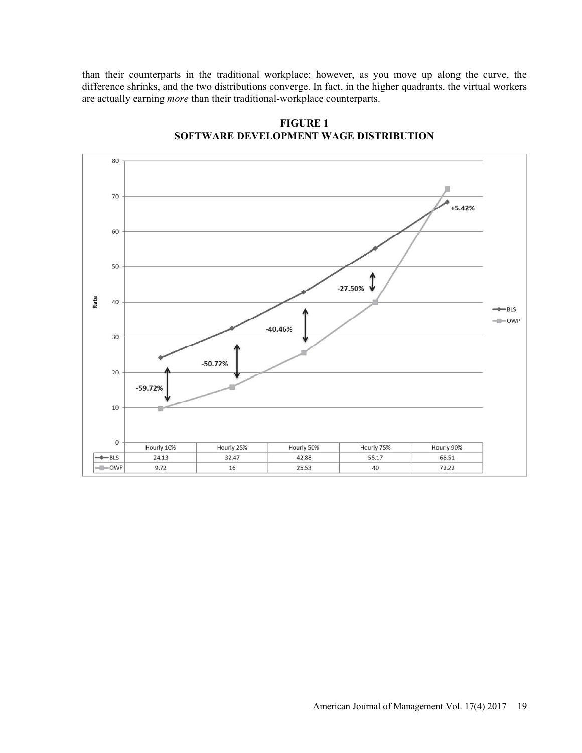than their counterparts in the traditional workplace; however, as you move up along the curve, the difference shrinks, and the two distributions converge. In fact, in the higher quadrants, the virtual workers are actually earning *more* than their traditional-workplace counterparts.

**FIGURE 1**
**SOFTWARE DEVELOPMENT WAGE DISTRIBUTION**

| | Hourly 10% | Hourly 25% | Hourly 50% | Hourly 75% | Hourly 90% |
|---|---|---|---|---|---|
| BLS | 24.13 | 32.47 | 42.88 | 55.17 | 68.51 |
| OWP | 9.72 | 16 | 25.53 | 40 | 72.22 |
| Difference | -59.72% | -50.72% | -40.46% | -27.50% | +5.42% |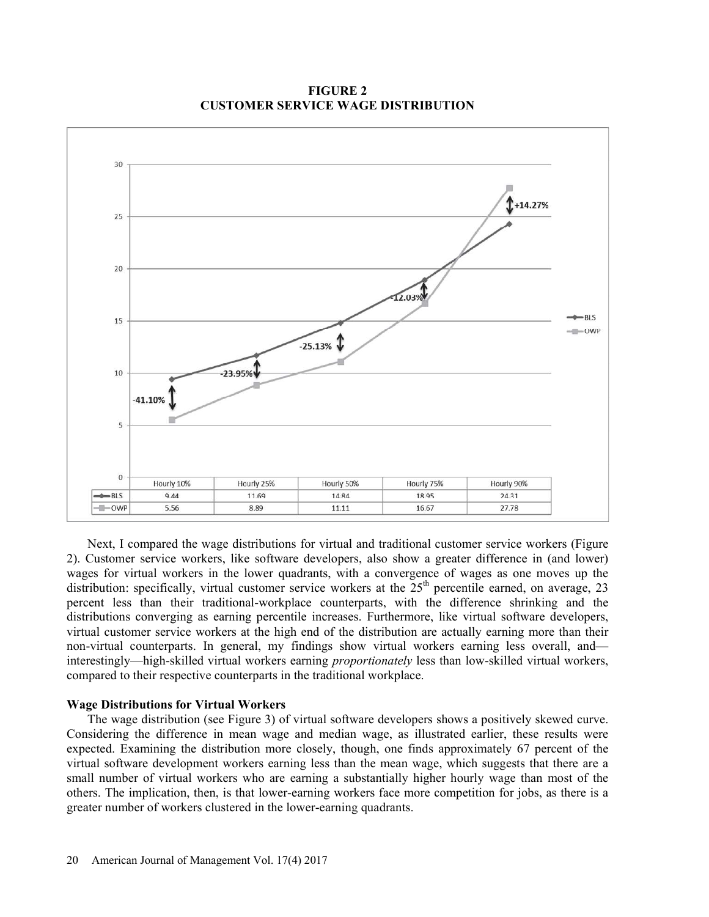**FIGURE 2**
**CUSTOMER SERVICE WAGE DISTRIBUTION**

|  | Hourly 10% | Hourly 25% | Hourly 50% | Hourly 75% | Hourly 90% |
|---|---|---|---|---|---|
| BLS | 9.44 | 11.69 | 14.84 | 18.95 | 24.31 |
| OWP | 5.56 | 8.89 | 11.11 | 16.67 | 27.78 |

Next, I compared the wage distributions for virtual and traditional customer service workers (Figure 2). Customer service workers, like software developers, also show a greater difference in (and lower) wages for virtual workers in the lower quadrants, with a convergence of wages as one moves up the distribution: specifically, virtual customer service workers at the 25th percentile earned, on average, 23 percent less than their traditional-workplace counterparts, with the difference shrinking and the distributions converging as earning percentile increases. Furthermore, like virtual software developers, virtual customer service workers at the high end of the distribution are actually earning more than their non-virtual counterparts. In general, my findings show virtual workers earning less overall, and—interestingly—high-skilled virtual workers earning *proportionately* less than low-skilled virtual workers, compared to their respective counterparts in the traditional workplace.

### Wage Distributions for Virtual Workers

The wage distribution (see Figure 3) of virtual software developers shows a positively skewed curve. Considering the difference in mean wage and median wage, as illustrated earlier, these results were expected. Examining the distribution more closely, though, one finds approximately 67 percent of the virtual software development workers earning less than the mean wage, which suggests that there are a small number of virtual workers who are earning a substantially higher hourly wage than most of the others. The implication, then, is that lower-earning workers face more competition for jobs, as there is a greater number of workers clustered in the lower-earning quadrants.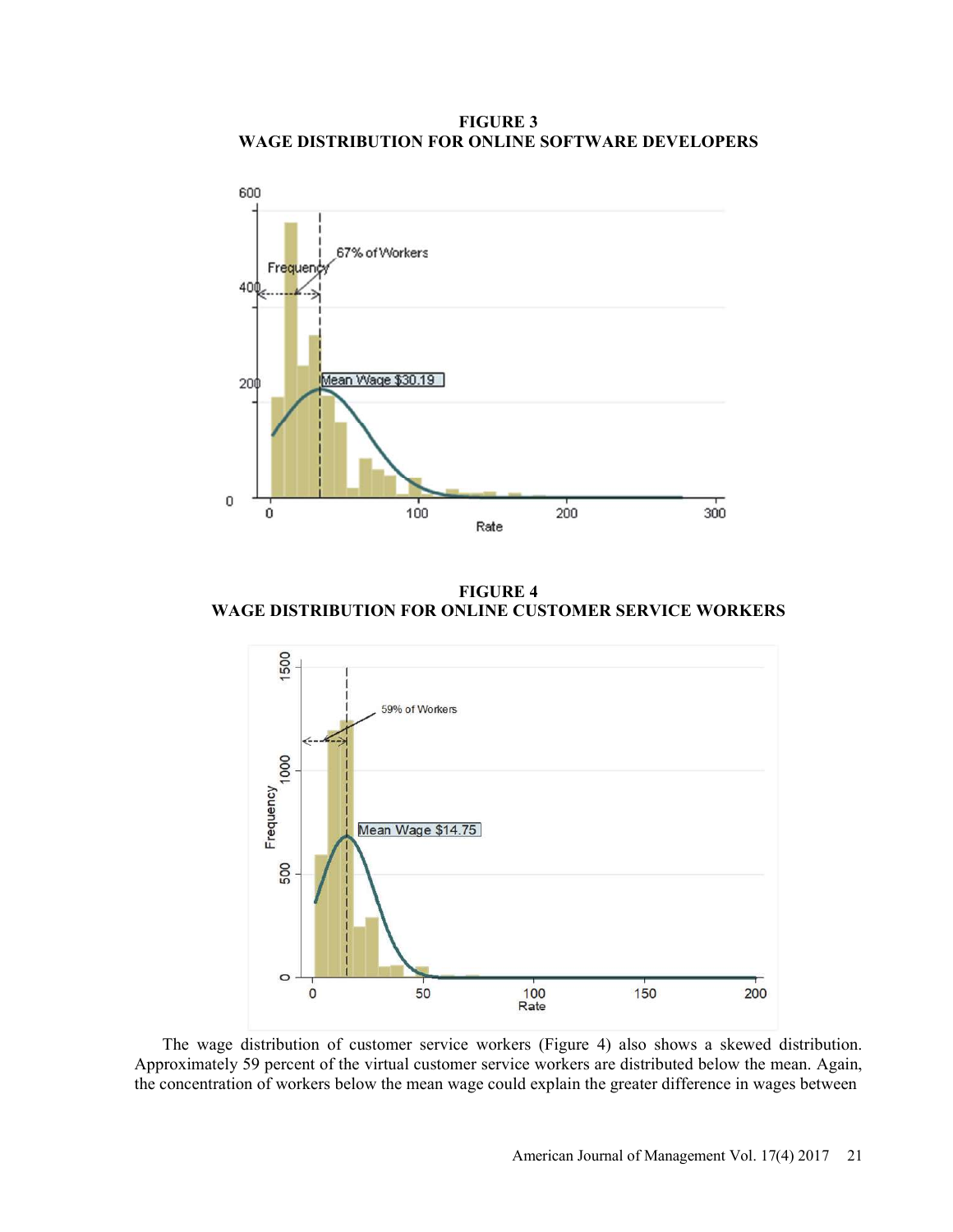**FIGURE 3**
**WAGE DISTRIBUTION FOR ONLINE SOFTWARE DEVELOPERS**

**FIGURE 4**
**WAGE DISTRIBUTION FOR ONLINE CUSTOMER SERVICE WORKERS**

The wage distribution of customer service workers (Figure 4) also shows a skewed distribution. Approximately 59 percent of the virtual customer service workers are distributed below the mean. Again, the concentration of workers below the mean wage could explain the greater difference in wages between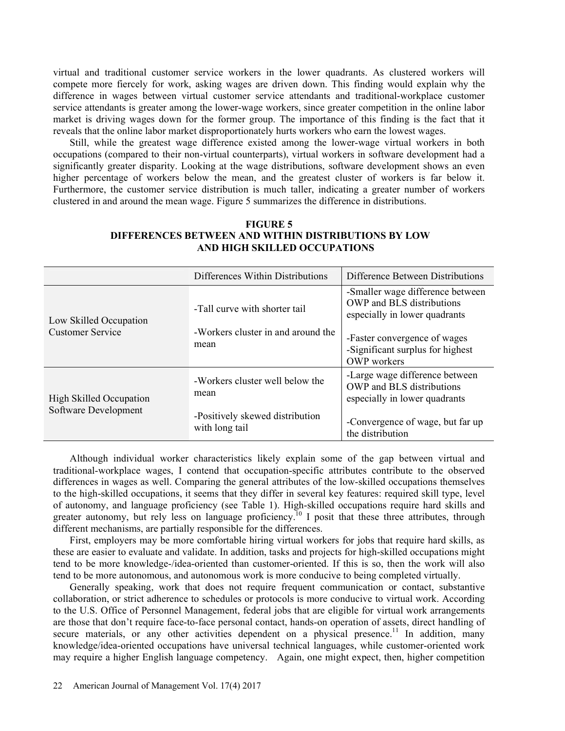virtual and traditional customer service workers in the lower quadrants. As clustered workers will compete more fiercely for work, asking wages are driven down. This finding would explain why the difference in wages between virtual customer service attendants and traditional-workplace customer service attendants is greater among the lower-wage workers, since greater competition in the online labor market is driving wages down for the former group. The importance of this finding is the fact that it reveals that the online labor market disproportionately hurts workers who earn the lowest wages.

Still, while the greatest wage difference existed among the lower-wage virtual workers in both occupations (compared to their non-virtual counterparts), virtual workers in software development had a significantly greater disparity. Looking at the wage distributions, software development shows an even higher percentage of workers below the mean, and the greatest cluster of workers is far below it. Furthermore, the customer service distribution is much taller, indicating a greater number of workers clustered in and around the mean wage. Figure 5 summarizes the difference in distributions.

**FIGURE 5**
**DIFFERENCES BETWEEN AND WITHIN DISTRIBUTIONS BY LOW AND HIGH SKILLED OCCUPATIONS**

| | Differences Within Distributions | Difference Between Distributions |
|---|---|---|
| Low Skilled Occupation Customer Service | -Tall curve with shorter tail<br>-Workers cluster in and around the mean | -Smaller wage difference between OWP and BLS distributions especially in lower quadrants<br>-Faster convergence of wages<br>-Significant surplus for highest OWP workers |
| High Skilled Occupation Software Development | -Workers cluster well below the mean<br>-Positively skewed distribution with long tail | -Large wage difference between OWP and BLS distributions especially in lower quadrants<br>-Convergence of wage, but far up the distribution |

Although individual worker characteristics likely explain some of the gap between virtual and traditional-workplace wages, I contend that occupation-specific attributes contribute to the observed differences in wages as well. Comparing the general attributes of the low-skilled occupations themselves to the high-skilled occupations, it seems that they differ in several key features: required skill type, level of autonomy, and language proficiency (see Table 1). High-skilled occupations require hard skills and greater autonomy, but rely less on language proficiency.[10] I posit that these three attributes, through different mechanisms, are partially responsible for the differences.

First, employers may be more comfortable hiring virtual workers for jobs that require hard skills, as these are easier to evaluate and validate. In addition, tasks and projects for high-skilled occupations might tend to be more knowledge-/idea-oriented than customer-oriented. If this is so, then the work will also tend to be more autonomous, and autonomous work is more conducive to being completed virtually.

Generally speaking, work that does not require frequent communication or contact, substantive collaboration, or strict adherence to schedules or protocols is more conducive to virtual work. According to the U.S. Office of Personnel Management, federal jobs that are eligible for virtual work arrangements are those that don't require face-to-face personal contact, hands-on operation of assets, direct handling of secure materials, or any other activities dependent on a physical presence.[11] In addition, many knowledge/idea-oriented occupations have universal technical languages, while customer-oriented work may require a higher English language competency. Again, one might expect, then, higher competition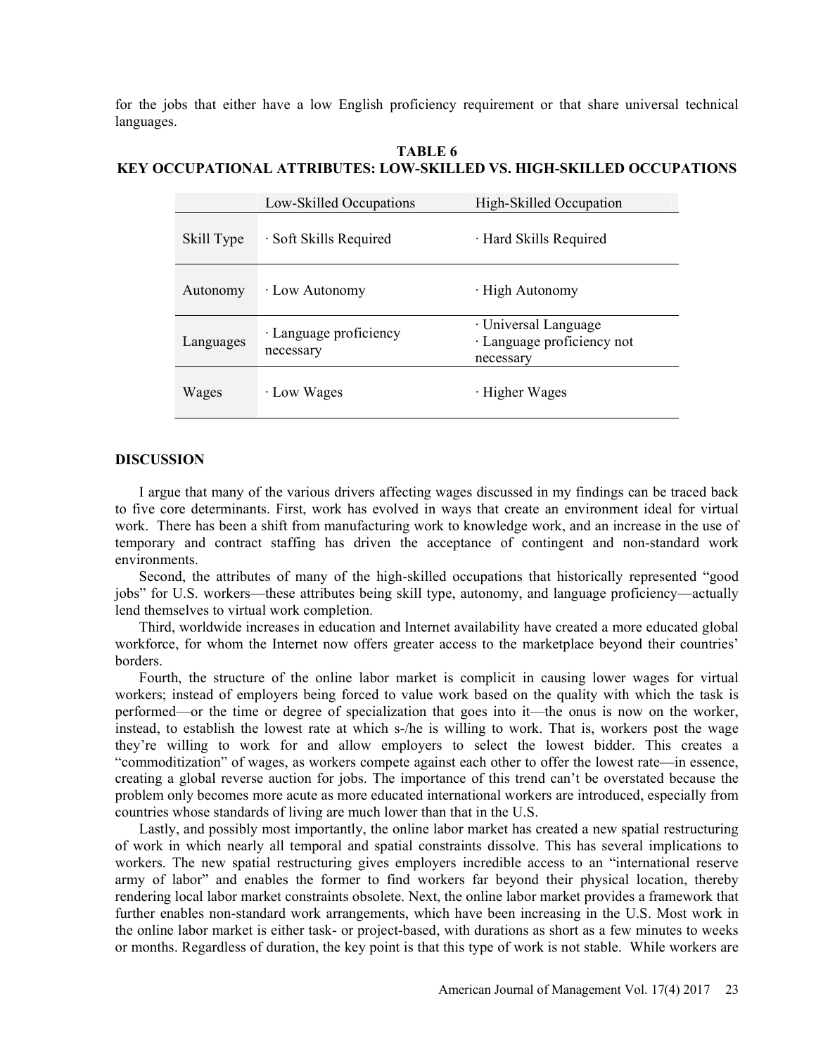for the jobs that either have a low English proficiency requirement or that share universal technical languages.

**TABLE 6**
**KEY OCCUPATIONAL ATTRIBUTES: LOW-SKILLED VS. HIGH-SKILLED OCCUPATIONS**

| | Low-Skilled Occupations | High-Skilled Occupation |
|---|---|---|
| Skill Type | · Soft Skills Required | · Hard Skills Required |
| Autonomy | · Low Autonomy | · High Autonomy |
| Languages | · Language proficiency necessary | · Universal Language<br>· Language proficiency not necessary |
| Wages | · Low Wages | · Higher Wages |

## DISCUSSION

I argue that many of the various drivers affecting wages discussed in my findings can be traced back to five core determinants. First, work has evolved in ways that create an environment ideal for virtual work. There has been a shift from manufacturing work to knowledge work, and an increase in the use of temporary and contract staffing has driven the acceptance of contingent and non-standard work environments.

Second, the attributes of many of the high-skilled occupations that historically represented "good jobs" for U.S. workers—these attributes being skill type, autonomy, and language proficiency—actually lend themselves to virtual work completion.

Third, worldwide increases in education and Internet availability have created a more educated global workforce, for whom the Internet now offers greater access to the marketplace beyond their countries' borders.

Fourth, the structure of the online labor market is complicit in causing lower wages for virtual workers; instead of employers being forced to value work based on the quality with which the task is performed—or the time or degree of specialization that goes into it—the onus is now on the worker, instead, to establish the lowest rate at which s-/he is willing to work. That is, workers post the wage they're willing to work for and allow employers to select the lowest bidder. This creates a "commoditization" of wages, as workers compete against each other to offer the lowest rate—in essence, creating a global reverse auction for jobs. The importance of this trend can't be overstated because the problem only becomes more acute as more educated international workers are introduced, especially from countries whose standards of living are much lower than that in the U.S.

Lastly, and possibly most importantly, the online labor market has created a new spatial restructuring of work in which nearly all temporal and spatial constraints dissolve. This has several implications to workers. The new spatial restructuring gives employers incredible access to an "international reserve army of labor" and enables the former to find workers far beyond their physical location, thereby rendering local labor market constraints obsolete. Next, the online labor market provides a framework that further enables non-standard work arrangements, which have been increasing in the U.S. Most work in the online labor market is either task- or project-based, with durations as short as a few minutes to weeks or months. Regardless of duration, the key point is that this type of work is not stable. While workers are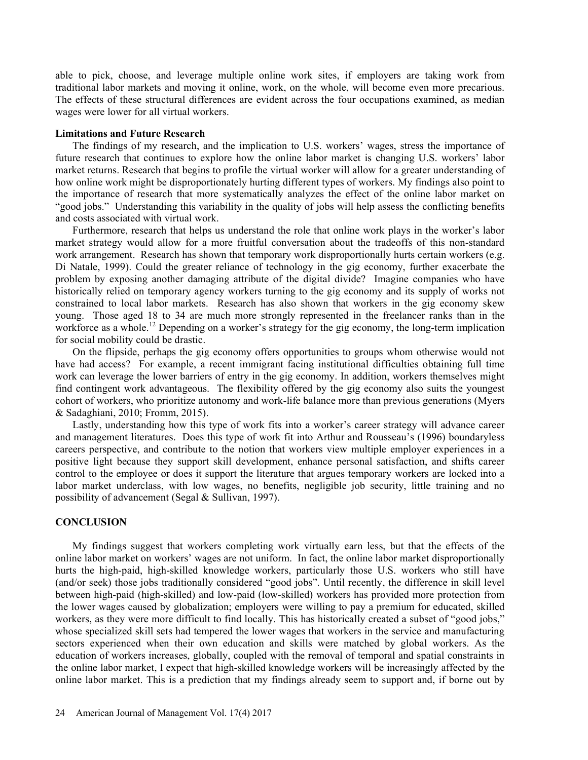able to pick, choose, and leverage multiple online work sites, if employers are taking work from traditional labor markets and moving it online, work, on the whole, will become even more precarious. The effects of these structural differences are evident across the four occupations examined, as median wages were lower for all virtual workers.

### Limitations and Future Research

The findings of my research, and the implication to U.S. workers' wages, stress the importance of future research that continues to explore how the online labor market is changing U.S. workers' labor market returns. Research that begins to profile the virtual worker will allow for a greater understanding of how online work might be disproportionately hurting different types of workers. My findings also point to the importance of research that more systematically analyzes the effect of the online labor market on "good jobs." Understanding this variability in the quality of jobs will help assess the conflicting benefits and costs associated with virtual work.

Furthermore, research that helps us understand the role that online work plays in the worker's labor market strategy would allow for a more fruitful conversation about the tradeoffs of this non-standard work arrangement. Research has shown that temporary work disproportionally hurts certain workers (e.g. Di Natale, 1999). Could the greater reliance of technology in the gig economy, further exacerbate the problem by exposing another damaging attribute of the digital divide? Imagine companies who have historically relied on temporary agency workers turning to the gig economy and its supply of works not constrained to local labor markets. Research has also shown that workers in the gig economy skew young. Those aged 18 to 34 are much more strongly represented in the freelancer ranks than in the workforce as a whole.[12] Depending on a worker's strategy for the gig economy, the long-term implication for social mobility could be drastic.

On the flipside, perhaps the gig economy offers opportunities to groups whom otherwise would not have had access? For example, a recent immigrant facing institutional difficulties obtaining full time work can leverage the lower barriers of entry in the gig economy. In addition, workers themselves might find contingent work advantageous. The flexibility offered by the gig economy also suits the youngest cohort of workers, who prioritize autonomy and work-life balance more than previous generations (Myers & Sadaghiani, 2010; Fromm, 2015).

Lastly, understanding how this type of work fits into a worker's career strategy will advance career and management literatures. Does this type of work fit into Arthur and Rousseau's (1996) boundaryless careers perspective, and contribute to the notion that workers view multiple employer experiences in a positive light because they support skill development, enhance personal satisfaction, and shifts career control to the employee or does it support the literature that argues temporary workers are locked into a labor market underclass, with low wages, no benefits, negligible job security, little training and no possibility of advancement (Segal & Sullivan, 1997).

## CONCLUSION

My findings suggest that workers completing work virtually earn less, but that the effects of the online labor market on workers' wages are not uniform. In fact, the online labor market disproportionally hurts the high-paid, high-skilled knowledge workers, particularly those U.S. workers who still have (and/or seek) those jobs traditionally considered "good jobs". Until recently, the difference in skill level between high-paid (high-skilled) and low-paid (low-skilled) workers has provided more protection from the lower wages caused by globalization; employers were willing to pay a premium for educated, skilled workers, as they were more difficult to find locally. This has historically created a subset of "good jobs," whose specialized skill sets had tempered the lower wages that workers in the service and manufacturing sectors experienced when their own education and skills were matched by global workers. As the education of workers increases, globally, coupled with the removal of temporal and spatial constraints in the online labor market, I expect that high-skilled knowledge workers will be increasingly affected by the online labor market. This is a prediction that my findings already seem to support and, if borne out by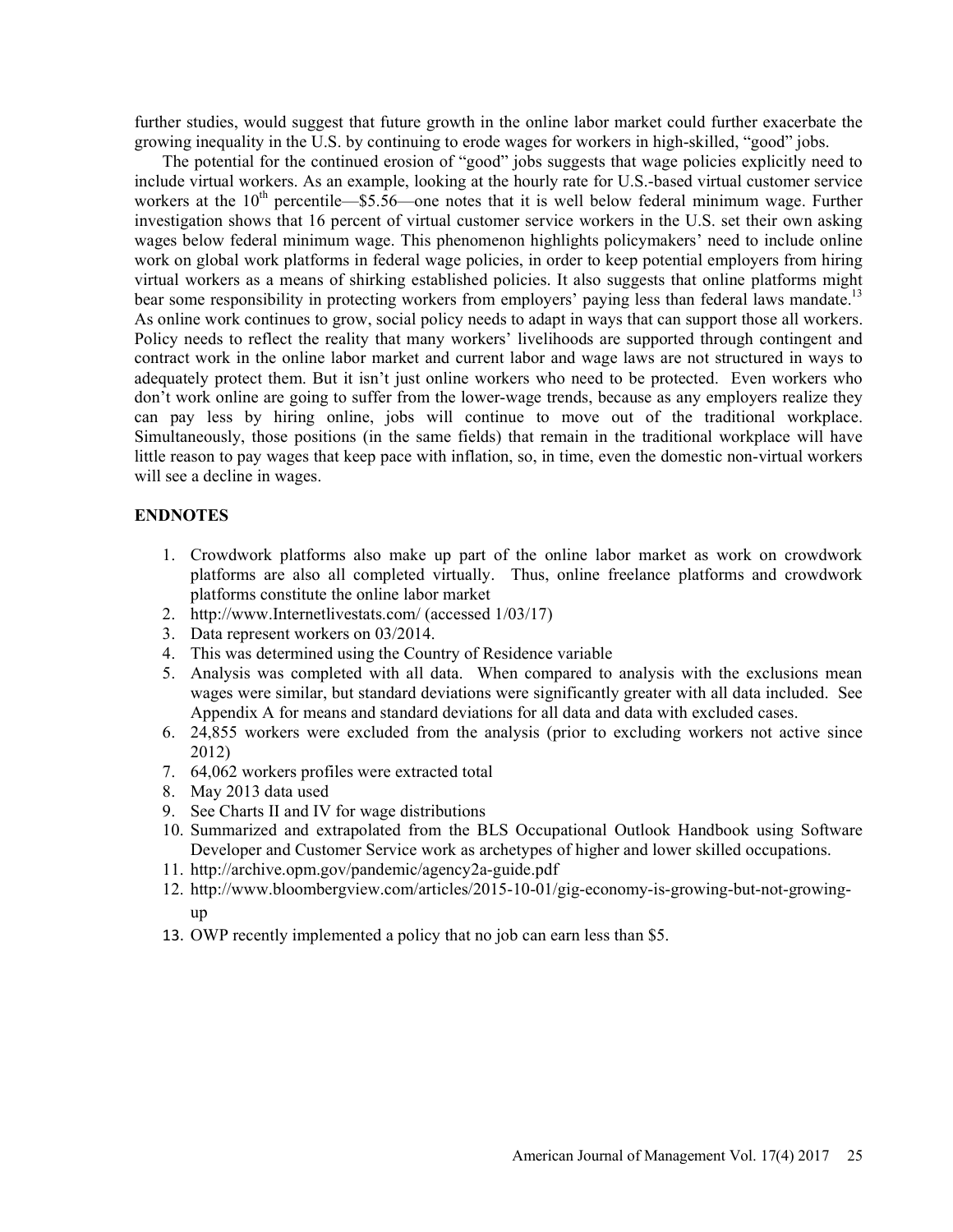further studies, would suggest that future growth in the online labor market could further exacerbate the growing inequality in the U.S. by continuing to erode wages for workers in high-skilled, "good" jobs.

The potential for the continued erosion of "good" jobs suggests that wage policies explicitly need to include virtual workers. As an example, looking at the hourly rate for U.S.-based virtual customer service workers at the 10th percentile—$5.56—one notes that it is well below federal minimum wage. Further investigation shows that 16 percent of virtual customer service workers in the U.S. set their own asking wages below federal minimum wage. This phenomenon highlights policymakers' need to include online work on global work platforms in federal wage policies, in order to keep potential employers from hiring virtual workers as a means of shirking established policies. It also suggests that online platforms might bear some responsibility in protecting workers from employers' paying less than federal laws mandate.[13] As online work continues to grow, social policy needs to adapt in ways that can support those all workers. Policy needs to reflect the reality that many workers' livelihoods are supported through contingent and contract work in the online labor market and current labor and wage laws are not structured in ways to adequately protect them. But it isn't just online workers who need to be protected. Even workers who don't work online are going to suffer from the lower-wage trends, because as any employers realize they can pay less by hiring online, jobs will continue to move out of the traditional workplace. Simultaneously, those positions (in the same fields) that remain in the traditional workplace will have little reason to pay wages that keep pace with inflation, so, in time, even the domestic non-virtual workers will see a decline in wages.

## ENDNOTES

1. Crowdwork platforms also make up part of the online labor market as work on crowdwork platforms are also all completed virtually. Thus, online freelance platforms and crowdwork platforms constitute the online labor market
2. http://www.Internetlivestats.com/ (accessed 1/03/17)
3. Data represent workers on 03/2014.
4. This was determined using the Country of Residence variable
5. Analysis was completed with all data. When compared to analysis with the exclusions mean wages were similar, but standard deviations were significantly greater with all data included. See Appendix A for means and standard deviations for all data and data with excluded cases.
6. 24,855 workers were excluded from the analysis (prior to excluding workers not active since 2012)
7. 64,062 workers profiles were extracted total
8. May 2013 data used
9. See Charts II and IV for wage distributions
10. Summarized and extrapolated from the BLS Occupational Outlook Handbook using Software Developer and Customer Service work as archetypes of higher and lower skilled occupations.
11. http://archive.opm.gov/pandemic/agency2a-guide.pdf
12. http://www.bloombergview.com/articles/2015-10-01/gig-economy-is-growing-but-not-growing-up
13. OWP recently implemented a policy that no job can earn less than $5.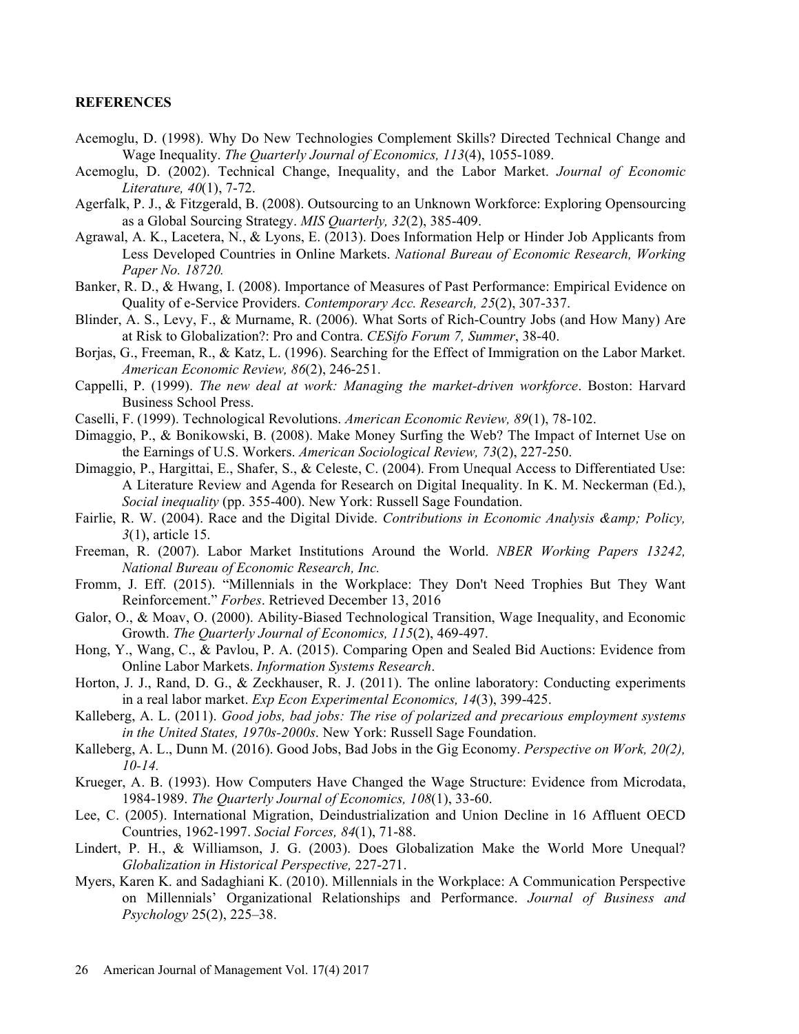## REFERENCES

Acemoglu, D. (1998). Why Do New Technologies Complement Skills? Directed Technical Change and Wage Inequality. *The Quarterly Journal of Economics, 113*(4), 1055-1089.

Acemoglu, D. (2002). Technical Change, Inequality, and the Labor Market. *Journal of Economic Literature, 40*(1), 7-72.

Agerfalk, P. J., & Fitzgerald, B. (2008). Outsourcing to an Unknown Workforce: Exploring Opensourcing as a Global Sourcing Strategy. *MIS Quarterly, 32*(2), 385-409.

Agrawal, A. K., Lacetera, N., & Lyons, E. (2013). Does Information Help or Hinder Job Applicants from Less Developed Countries in Online Markets. *National Bureau of Economic Research, Working Paper No. 18720.*

Banker, R. D., & Hwang, I. (2008). Importance of Measures of Past Performance: Empirical Evidence on Quality of e-Service Providers. *Contemporary Acc. Research, 25*(2), 307-337.

Blinder, A. S., Levy, F., & Murname, R. (2006). What Sorts of Rich-Country Jobs (and How Many) Are at Risk to Globalization?: Pro and Contra. *CESifo Forum 7, Summer*, 38-40.

Borjas, G., Freeman, R., & Katz, L. (1996). Searching for the Effect of Immigration on the Labor Market. *American Economic Review, 86*(2), 246-251.

Cappelli, P. (1999). *The new deal at work: Managing the market-driven workforce*. Boston: Harvard Business School Press.

Caselli, F. (1999). Technological Revolutions. *American Economic Review, 89*(1), 78-102.

Dimaggio, P., & Bonikowski, B. (2008). Make Money Surfing the Web? The Impact of Internet Use on the Earnings of U.S. Workers. *American Sociological Review, 73*(2), 227-250.

Dimaggio, P., Hargittai, E., Shafer, S., & Celeste, C. (2004). From Unequal Access to Differentiated Use: A Literature Review and Agenda for Research on Digital Inequality. In K. M. Neckerman (Ed.), *Social inequality* (pp. 355-400). New York: Russell Sage Foundation.

Fairlie, R. W. (2004). Race and the Digital Divide. *Contributions in Economic Analysis &amp; Policy, 3*(1), article 15.

Freeman, R. (2007). Labor Market Institutions Around the World. *NBER Working Papers 13242, National Bureau of Economic Research, Inc.*

Fromm, J. Eff. (2015). "Millennials in the Workplace: They Don't Need Trophies But They Want Reinforcement." *Forbes*. Retrieved December 13, 2016

Galor, O., & Moav, O. (2000). Ability-Biased Technological Transition, Wage Inequality, and Economic Growth. *The Quarterly Journal of Economics, 115*(2), 469-497.

Hong, Y., Wang, C., & Pavlou, P. A. (2015). Comparing Open and Sealed Bid Auctions: Evidence from Online Labor Markets. *Information Systems Research*.

Horton, J. J., Rand, D. G., & Zeckhauser, R. J. (2011). The online laboratory: Conducting experiments in a real labor market. *Exp Econ Experimental Economics, 14*(3), 399-425.

Kalleberg, A. L. (2011). *Good jobs, bad jobs: The rise of polarized and precarious employment systems in the United States, 1970s-2000s*. New York: Russell Sage Foundation.

Kalleberg, A. L., Dunn M. (2016). Good Jobs, Bad Jobs in the Gig Economy. *Perspective on Work, 20(2), 10-14.*

Krueger, A. B. (1993). How Computers Have Changed the Wage Structure: Evidence from Microdata, 1984-1989. *The Quarterly Journal of Economics, 108*(1), 33-60.

Lee, C. (2005). International Migration, Deindustrialization and Union Decline in 16 Affluent OECD Countries, 1962-1997. *Social Forces, 84*(1), 71-88.

Lindert, P. H., & Williamson, J. G. (2003). Does Globalization Make the World More Unequal? *Globalization in Historical Perspective,* 227-271.

Myers, Karen K. and Sadaghiani K. (2010). Millennials in the Workplace: A Communication Perspective on Millennials' Organizational Relationships and Performance. *Journal of Business and Psychology* 25(2), 225–38.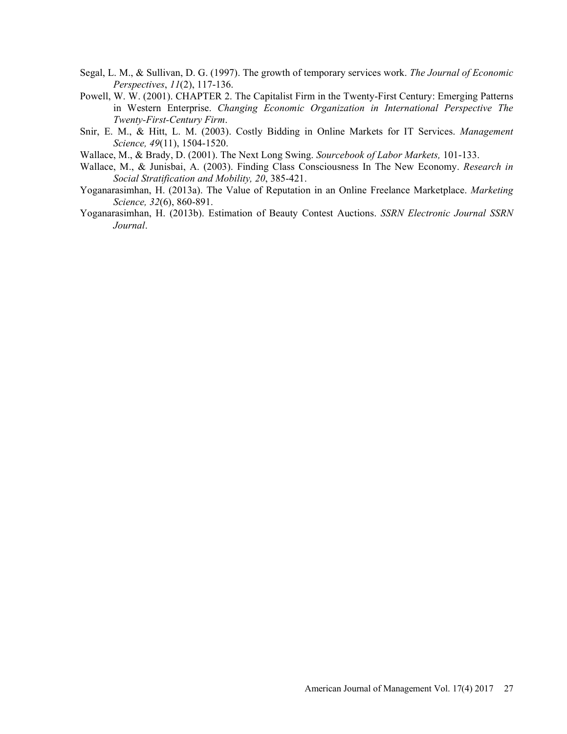Segal, L. M., & Sullivan, D. G. (1997). The growth of temporary services work. *The Journal of Economic Perspectives*, *11*(2), 117-136.

Powell, W. W. (2001). CHAPTER 2. The Capitalist Firm in the Twenty-First Century: Emerging Patterns in Western Enterprise. *Changing Economic Organization in International Perspective The Twenty-First-Century Firm*.

Snir, E. M., & Hitt, L. M. (2003). Costly Bidding in Online Markets for IT Services. *Management Science, 49*(11), 1504-1520.

Wallace, M., & Brady, D. (2001). The Next Long Swing. *Sourcebook of Labor Markets,* 101-133.

Wallace, M., & Junisbai, A. (2003). Finding Class Consciousness In The New Economy. *Research in Social Stratification and Mobility, 20*, 385-421.

Yoganarasimhan, H. (2013a). The Value of Reputation in an Online Freelance Marketplace. *Marketing Science, 32*(6), 860-891.

Yoganarasimhan, H. (2013b). Estimation of Beauty Contest Auctions. *SSRN Electronic Journal SSRN Journal*.